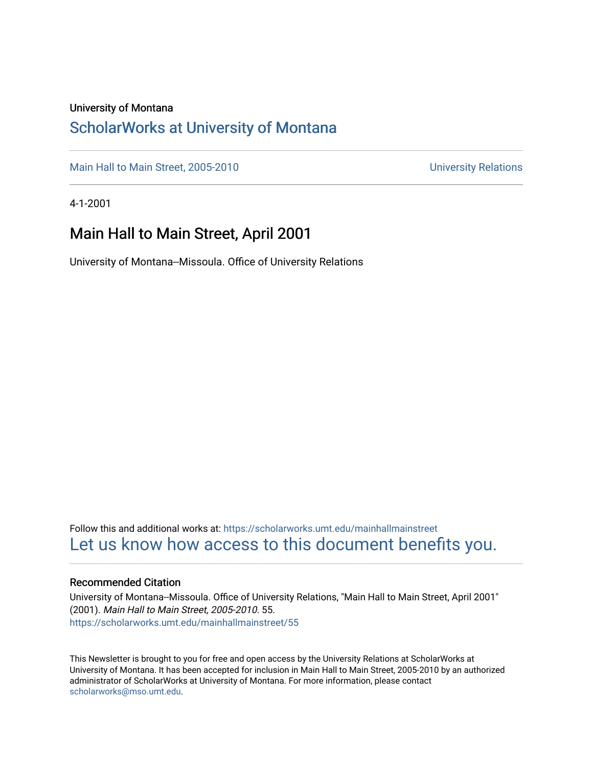University of Montana

# ScholarWorks at University of Montana

Main Hall to Main Street, 2005-2010 University Relations

4-1-2001

## Main Hall to Main Street, April 2001

University of Montana--Missoula. Office of University Relations

Follow this and additional works at: https://scholarworks.umt.edu/mainhallmainstreet

Let us know how access to this document benefits you.

### Recommended Citation

University of Montana--Missoula. Office of University Relations, "Main Hall to Main Street, April 2001" (2001). *Main Hall to Main Street, 2005-2010*. 55.
https://scholarworks.umt.edu/mainhallmainstreet/55

This Newsletter is brought to you for free and open access by the University Relations at ScholarWorks at University of Montana. It has been accepted for inclusion in Main Hall to Main Street, 2005-2010 by an authorized administrator of ScholarWorks at University of Montana. For more information, please contact scholarworks@mso.umt.edu.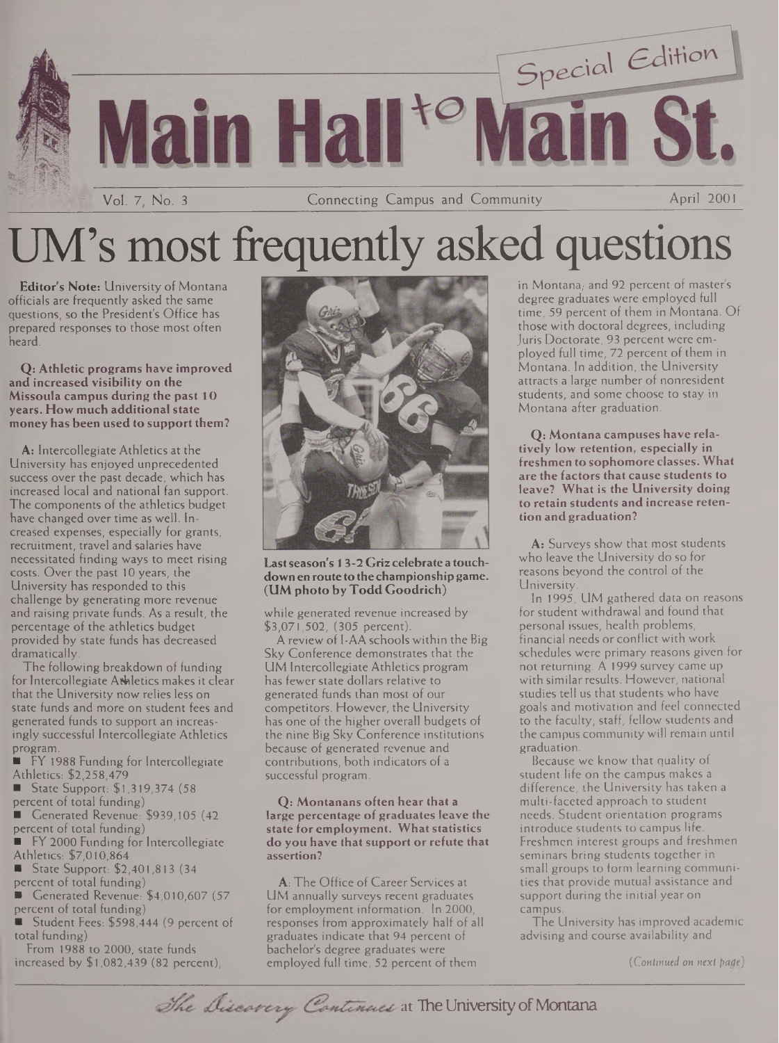# Main Hall to Main St.

Special Edition

Vol. 7, No. 3 — Connecting Campus and Community — April 2001

# UM's most frequently asked questions

**Editor's Note:** University of Montana officials are frequently asked the same questions, so the President's Office has prepared responses to those most often heard.

**Q: Athletic programs have improved and increased visibility on the Missoula campus during the past 10 years. How much additional state money has been used to support them?**

**A:** Intercollegiate Athletics at the University has enjoyed unprecedented success over the past decade, which has increased local and national fan support. The components of the athletics budget have changed over time as well. Increased expenses, especially for grants, recruitment, travel and salaries have necessitated finding ways to meet rising costs. Over the past 10 years, the University has responded to this challenge by generating more revenue and raising private funds. As a result, the percentage of the athletics budget provided by state funds has decreased dramatically.

The following breakdown of funding for Intercollegiate Athletics makes it clear that the University now relies less on state funds and more on student fees and generated funds to support an increasingly successful Intercollegiate Athletics program.

- FY 1988 Funding for Intercollegiate Athletics: $2,258,479
- State Support: $1,319,374 (58 percent of total funding)
- Generated Revenue: $939,105 (42 percent of total funding)
- FY 2000 Funding for Intercollegiate Athletics: $7,010,864
- State Support: $2,401,813 (34 percent of total funding)
- Generated Revenue: $4,010,607 (57 percent of total funding)
- Student Fees: $598,444 (9 percent of total funding)

From 1988 to 2000, state funds increased by $1,082,439 (82 percent), while generated revenue increased by $3,071,502, (305 percent).

A review of I-AA schools within the Big Sky Conference demonstrates that the UM Intercollegiate Athletics program has fewer state dollars relative to generated funds than most of our competitors. However, the University has one of the higher overall budgets of the nine Big Sky Conference institutions because of generated revenue and contributions, both indicators of a successful program.

**Last season's 13-2 Griz celebrate a touchdown en route to the championship game. (UM photo by Todd Goodrich)**

**Q: Montanans often hear that a large percentage of graduates leave the state for employment. What statistics do you have that support or refute that assertion?**

**A**: The Office of Career Services at UM annually surveys recent graduates for employment information. In 2000, responses from approximately half of all graduates indicate that 94 percent of bachelor's degree graduates were employed full time, 52 percent of them in Montana; and 92 percent of master's degree graduates were employed full time, 59 percent of them in Montana. Of those with doctoral degrees, including Juris Doctorate, 93 percent were employed full time, 72 percent of them in Montana. In addition, the University attracts a large number of nonresident students, and some choose to stay in Montana after graduation.

**Q: Montana campuses have relatively low retention, especially in freshmen to sophomore classes. What are the factors that cause students to leave? What is the University doing to retain students and increase retention and graduation?**

**A:** Surveys show that most students who leave the University do so for reasons beyond the control of the University.

In 1995, UM gathered data on reasons for student withdrawal and found that personal issues, health problems, financial needs or conflict with work schedules were primary reasons given for not returning. A 1999 survey came up with similar results. However, national studies tell us that students who have goals and motivation and feel connected to the faculty, staff, fellow students and the campus community will remain until graduation.

Because we know that quality of student life on the campus makes a difference, the University has taken a multi-faceted approach to student needs. Student orientation programs introduce students to campus life. Freshmen interest groups and freshmen seminars bring students together in small groups to form learning communities that provide mutual assistance and support during the initial year on campus.

The University has improved academic advising and course availability and

*(Continued on next page)*

*The Discovery Continues* at The University of Montana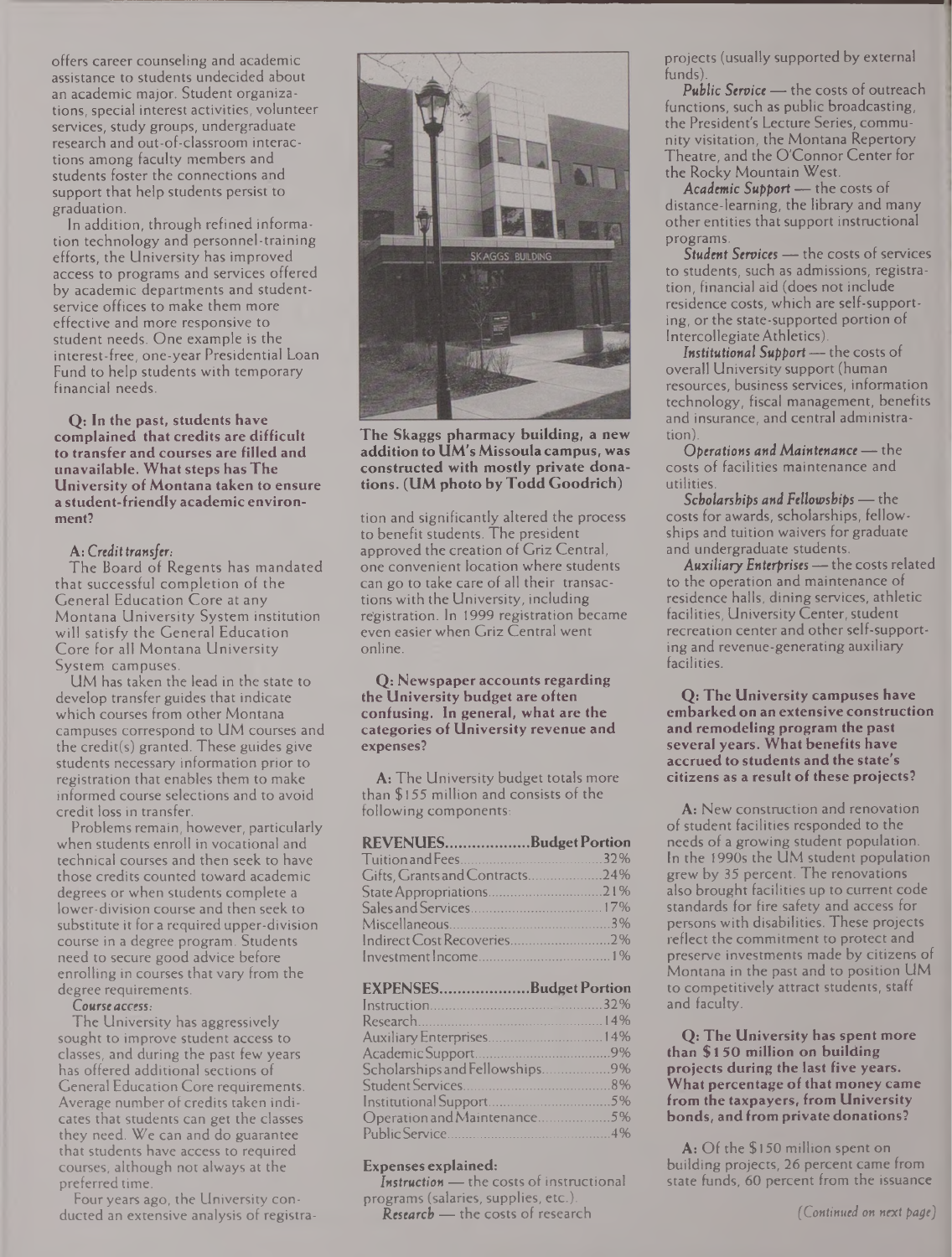offers career counseling and academic assistance to students undecided about an academic major. Student organizations, special interest activities, volunteer services, study groups, undergraduate research and out-of-classroom interactions among faculty members and students foster the connections and support that help students persist to graduation.

In addition, through refined information technology and personnel-training efforts, the University has improved access to programs and services offered by academic departments and student-service offices to make them more effective and more responsive to student needs. One example is the interest-free, one-year Presidential Loan Fund to help students with temporary financial needs.

**Q: In the past, students have complained that credits are difficult to transfer and courses are filled and unavailable. What steps has The University of Montana taken to ensure a student-friendly academic environment?**

**A:** *Credit transfer:*

The Board of Regents has mandated that successful completion of the General Education Core at any Montana University System institution will satisfy the General Education Core for all Montana University System campuses.

UM has taken the lead in the state to develop transfer guides that indicate which courses from other Montana campuses correspond to UM courses and the credit(s) granted. These guides give students necessary information prior to registration that enables them to make informed course selections and to avoid credit loss in transfer.

Problems remain, however, particularly when students enroll in vocational and technical courses and then seek to have those credits counted toward academic degrees or when students complete a lower-division course and then seek to substitute it for a required upper-division course in a degree program. Students need to secure good advice before enrolling in courses that vary from the degree requirements.

*Course access:*

The University has aggressively sought to improve student access to classes, and during the past few years has offered additional sections of General Education Core requirements. Average number of credits taken indicates that students can get the classes they need. We can and do guarantee that students have access to required courses, although not always at the preferred time.

Four years ago, the University conducted an extensive analysis of registration and significantly altered the process to benefit students. The president approved the creation of Griz Central, one convenient location where students can go to take care of all their transactions with the University, including registration. In 1999 registration became even easier when Griz Central went online.

**The Skaggs pharmacy building, a new addition to UM's Missoula campus, was constructed with mostly private donations. (UM photo by Todd Goodrich)**

**Q: Newspaper accounts regarding the University budget are often confusing. In general, what are the categories of University revenue and expenses?**

**A:** The University budget totals more than $155 million and consists of the following components:

| REVENUES | Budget Portion |
|---|---|
| Tuition and Fees | 32% |
| Gifts, Grants and Contracts | 24% |
| State Appropriations | 21% |
| Sales and Services | 17% |
| Miscellaneous | 3% |
| Indirect Cost Recoveries | 2% |
| Investment Income | 1% |

| EXPENSES | Budget Portion |
|---|---|
| Instruction | 32% |
| Research | 14% |
| Auxiliary Enterprises | 14% |
| Academic Support | 9% |
| Scholarships and Fellowships | 9% |
| Student Services | 8% |
| Institutional Support | 5% |
| Operation and Maintenance | 5% |
| Public Service | 4% |

**Expenses explained:**

***Instruction*** — the costs of instructional programs (salaries, supplies, etc.).

***Research*** — the costs of research projects (usually supported by external funds).

***Public Service*** — the costs of outreach functions, such as public broadcasting, the President's Lecture Series, community visitation, the Montana Repertory Theatre, and the O'Connor Center for the Rocky Mountain West.

***Academic Support*** — the costs of distance-learning, the library and many other entities that support instructional programs.

***Student Services*** — the costs of services to students, such as admissions, registration, financial aid (does not include residence costs, which are self-supporting, or the state-supported portion of Intercollegiate Athletics).

***Institutional Support*** — the costs of overall University support (human resources, business services, information technology, fiscal management, benefits and insurance, and central administration).

***Operations and Maintenance*** — the costs of facilities maintenance and utilities.

***Scholarships and Fellowships*** — the costs for awards, scholarships, fellowships and tuition waivers for graduate and undergraduate students.

***Auxiliary Enterprises*** — the costs related to the operation and maintenance of residence halls, dining services, athletic facilities, University Center, student recreation center and other self-supporting and revenue-generating auxiliary facilities.

**Q: The University campuses have embarked on an extensive construction and remodeling program the past several years. What benefits have accrued to students and the state's citizens as a result of these projects?**

**A:** New construction and renovation of student facilities responded to the needs of a growing student population. In the 1990s the UM student population grew by 35 percent. The renovations also brought facilities up to current code standards for fire safety and access for persons with disabilities. These projects reflect the commitment to protect and preserve investments made by citizens of Montana in the past and to position UM to competitively attract students, staff and faculty.

**Q: The University has spent more than $150 million on building projects during the last five years. What percentage of that money came from the taxpayers, from University bonds, and from private donations?**

**A:** Of the $150 million spent on building projects, 26 percent came from state funds, 60 percent from the issuance

*(Continued on next page)*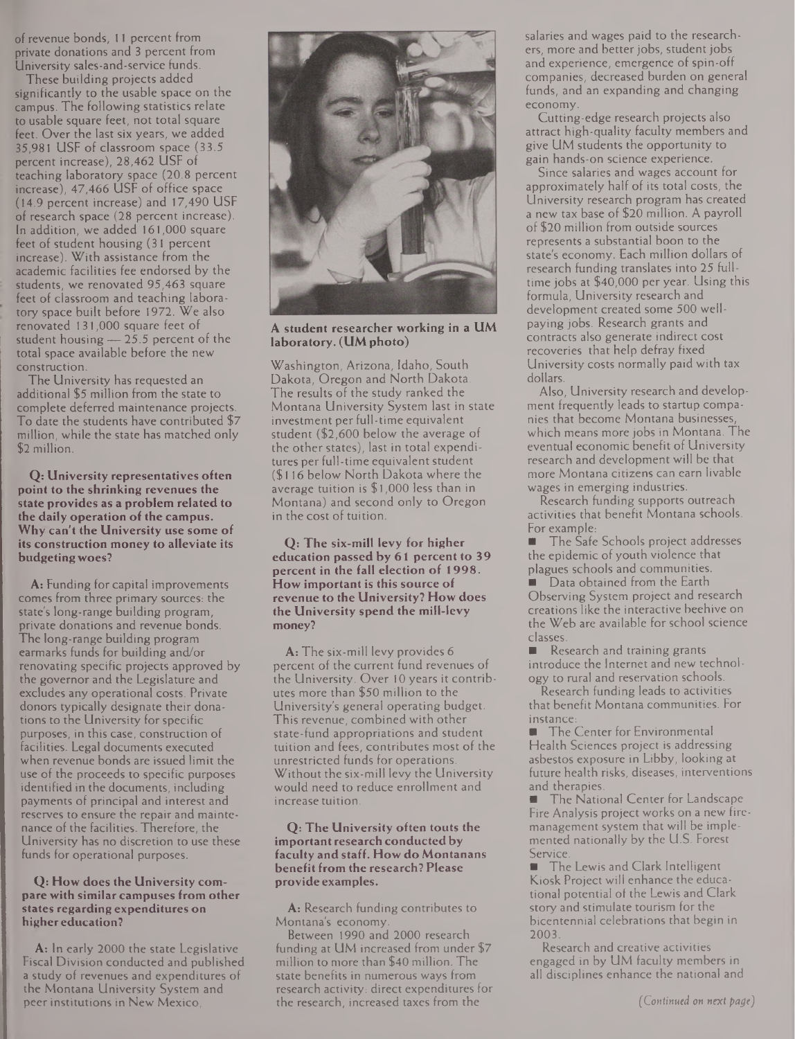of revenue bonds, 11 percent from private donations and 3 percent from University sales-and-service funds.

These building projects added significantly to the usable space on the campus. The following statistics relate to usable square feet, not total square feet. Over the last six years, we added 35,981 USF of classroom space (33.5 percent increase), 28,462 USF of teaching laboratory space (20.8 percent increase), 47,466 USF of office space (14.9 percent increase) and 17,490 USF of research space (28 percent increase). In addition, we added 161,000 square feet of student housing (31 percent increase). With assistance from the academic facilities fee endorsed by the students, we renovated 95,463 square feet of classroom and teaching laboratory space built before 1972. We also renovated 131,000 square feet of student housing — 25.5 percent of the total space available before the new construction.

The University has requested an additional $5 million from the state to complete deferred maintenance projects. To date the students have contributed $7 million, while the state has matched only $2 million.

**Q: University representatives often point to the shrinking revenues the state provides as a problem related to the daily operation of the campus. Why can't the University use some of its construction money to alleviate its budgeting woes?**

**A:** Funding for capital improvements comes from three primary sources: the state's long-range building program, private donations and revenue bonds. The long-range building program earmarks funds for building and/or renovating specific projects approved by the governor and the Legislature and excludes any operational costs. Private donors typically designate their donations to the University for specific purposes, in this case, construction of facilities. Legal documents executed when revenue bonds are issued limit the use of the proceeds to specific purposes identified in the documents, including payments of principal and interest and reserves to ensure the repair and maintenance of the facilities. Therefore, the University has no discretion to use these funds for operational purposes.

**Q: How does the University compare with similar campuses from other states regarding expenditures on higher education?**

**A:** In early 2000 the state Legislative Fiscal Division conducted and published a study of revenues and expenditures of the Montana University System and peer institutions in New Mexico,

**A student researcher working in a UM laboratory. (UM photo)**

Washington, Arizona, Idaho, South Dakota, Oregon and North Dakota. The results of the study ranked the Montana University System last in state investment per full-time equivalent student ($2,600 below the average of the other states), last in total expenditures per full-time equivalent student ($116 below North Dakota where the average tuition is $1,000 less than in Montana) and second only to Oregon in the cost of tuition.

**Q: The six-mill levy for higher education passed by 61 percent to 39 percent in the fall election of 1998. How important is this source of revenue to the University? How does the University spend the mill-levy money?**

**A:** The six-mill levy provides 6 percent of the current fund revenues of the University. Over 10 years it contributes more than $50 million to the University's general operating budget. This revenue, combined with other state-fund appropriations and student tuition and fees, contributes most of the unrestricted funds for operations. Without the six-mill levy the University would need to reduce enrollment and increase tuition.

**Q: The University often touts the important research conducted by faculty and staff. How do Montanans benefit from the research? Please provide examples.**

**A:** Research funding contributes to Montana's economy.

Between 1990 and 2000 research funding at UM increased from under $7 million to more than $40 million. The state benefits in numerous ways from research activity: direct expenditures for the research, increased taxes from the salaries and wages paid to the researchers, more and better jobs, student jobs and experience, emergence of spin-off companies, decreased burden on general funds, and an expanding and changing economy.

Cutting-edge research projects also attract high-quality faculty members and give UM students the opportunity to gain hands-on science experience.

Since salaries and wages account for approximately half of its total costs, the University research program has created a new tax base of $20 million. A payroll of $20 million from outside sources represents a substantial boon to the state's economy. Each million dollars of research funding translates into 25 full-time jobs at $40,000 per year. Using this formula, University research and development created some 500 well-paying jobs. Research grants and contracts also generate indirect cost recoveries that help defray fixed University costs normally paid with tax dollars.

Also, University research and development frequently leads to startup companies that become Montana businesses, which means more jobs in Montana. The eventual economic benefit of University research and development will be that more Montana citizens can earn livable wages in emerging industries.

Research funding supports outreach activities that benefit Montana schools. For example:

- The Safe Schools project addresses the epidemic of youth violence that plagues schools and communities.
- Data obtained from the Earth Observing System project and research creations like the interactive beehive on the Web are available for school science classes.
- Research and training grants introduce the Internet and new technology to rural and reservation schools.

Research funding leads to activities that benefit Montana communities. For instance:

- The Center for Environmental Health Sciences project is addressing asbestos exposure in Libby, looking at future health risks, diseases, interventions and therapies.
- The National Center for Landscape Fire Analysis project works on a new fire-management system that will be implemented nationally by the U.S. Forest Service.
- The Lewis and Clark Intelligent Kiosk Project will enhance the educational potential of the Lewis and Clark story and stimulate tourism for the bicentennial celebrations that begin in 2003.

Research and creative activities engaged in by UM faculty members in all disciplines enhance the national and

*(Continued on next page)*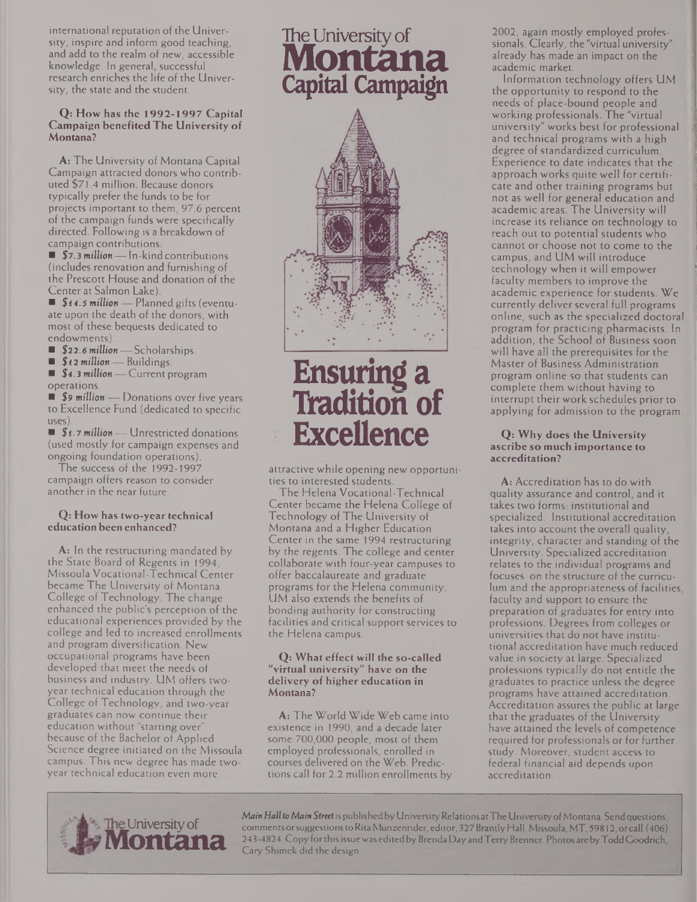international reputation of the University, inspire and inform good teaching, and add to the realm of new, accessible knowledge. In general, successful research enriches the life of the University, the state and the student.

**Q: How has the 1992-1997 Capital Campaign benefited The University of Montana?**

**A:** The University of Montana Capital Campaign attracted donors who contributed $71.4 million. Because donors typically prefer the funds to be for projects important to them, 97.6 percent of the campaign funds were specifically directed. Following is a breakdown of campaign contributions:

- *$7.3 million* — In-kind contributions (includes renovation and furnishing of the Prescott House and donation of the Center at Salmon Lake).
- *$14.5 million* — Planned gifts (eventuate upon the death of the donors, with most of these bequests dedicated to endowments).
- *$22.6 million* — Scholarships.
- *$12 million* — Buildings.
- *$4.3 million* — Current program operations.
- *$9 million* — Donations over five years to Excellence Fund (dedicated to specific uses).
- *$1.7 million* — Unrestricted donations (used mostly for campaign expenses and ongoing foundation operations).

The success of the 1992-1997 campaign offers reason to consider another in the near future.

**Q: How has two-year technical education been enhanced?**

**A:** In the restructuring mandated by the State Board of Regents in 1994, Missoula Vocational-Technical Center became The University of Montana College of Technology. The change enhanced the public's perception of the educational experiences provided by the college and led to increased enrollments and program diversification. New occupational programs have been developed that meet the needs of business and industry. UM offers two-year technical education through the College of Technology, and two-year graduates can now continue their education without "starting over" because of the Bachelor of Applied Science degree initiated on the Missoula campus. This new degree has made two-year technical education even more attractive while opening new opportunities to interested students.

## The University of Montana Capital Campaign

# Ensuring a Tradition of Excellence

The Helena Vocational-Technical Center became the Helena College of Technology of The University of Montana and a Higher Education Center in the same 1994 restructuring by the regents. The college and center collaborate with four-year campuses to offer baccalaureate and graduate programs for the Helena community. UM also extends the benefits of bonding authority for constructing facilities and critical support services to the Helena campus.

**Q: What effect will the so-called "virtual university" have on the delivery of higher education in Montana?**

**A:** The World Wide Web came into existence in 1990, and a decade later some 700,000 people, most of them employed professionals, enrolled in courses delivered on the Web. Predictions call for 2.2 million enrollments by 2002, again mostly employed professionals. Clearly, the "virtual university" already has made an impact on the academic market.

Information technology offers UM the opportunity to respond to the needs of place-bound people and working professionals. The "virtual university" works best for professional and technical programs with a high degree of standardized curriculum. Experience to date indicates that the approach works quite well for certificate and other training programs but not as well for general education and academic areas. The University will increase its reliance on technology to reach out to potential students who cannot or choose not to come to the campus, and UM will introduce technology when it will empower faculty members to improve the academic experience for students. We currently deliver several full programs online, such as the specialized doctoral program for practicing pharmacists. In addition, the School of Business soon will have all the prerequisites for the Master of Business Administration program online so that students can complete them without having to interrupt their work schedules prior to applying for admission to the program.

**Q: Why does the University ascribe so much importance to accreditation?**

**A:** Accreditation has to do with quality assurance and control, and it takes two forms: institutional and specialized. Institutional accreditation takes into account the overall quality, integrity, character and standing of the University. Specialized accreditation relates to the individual programs and focuses on the structure of the curriculum and the appropriateness of facilities, faculty and support to ensure the preparation of graduates for entry into professions. Degrees from colleges or universities that do not have institutional accreditation have much reduced value in society at large. Specialized professions typically do not entitle the graduates to practice unless the degree programs have attained accreditation. Accreditation assures the public at large that the graduates of the University have attained the levels of competence required for professionals or for further study. Moreover, student access to federal financial aid depends upon accreditation.

The University of Montana

*Main Hall to Main Street* is published by University Relations at The University of Montana. Send questions, comments or suggestions to Rita Munzenrider, editor, 327 Brantly Hall, Missoula, MT, 59812, or call (406) 243-4824. Copy for this issue was edited by Brenda Day and Terry Brenner. Photos are by Todd Goodrich. Cary Shimek did the design.